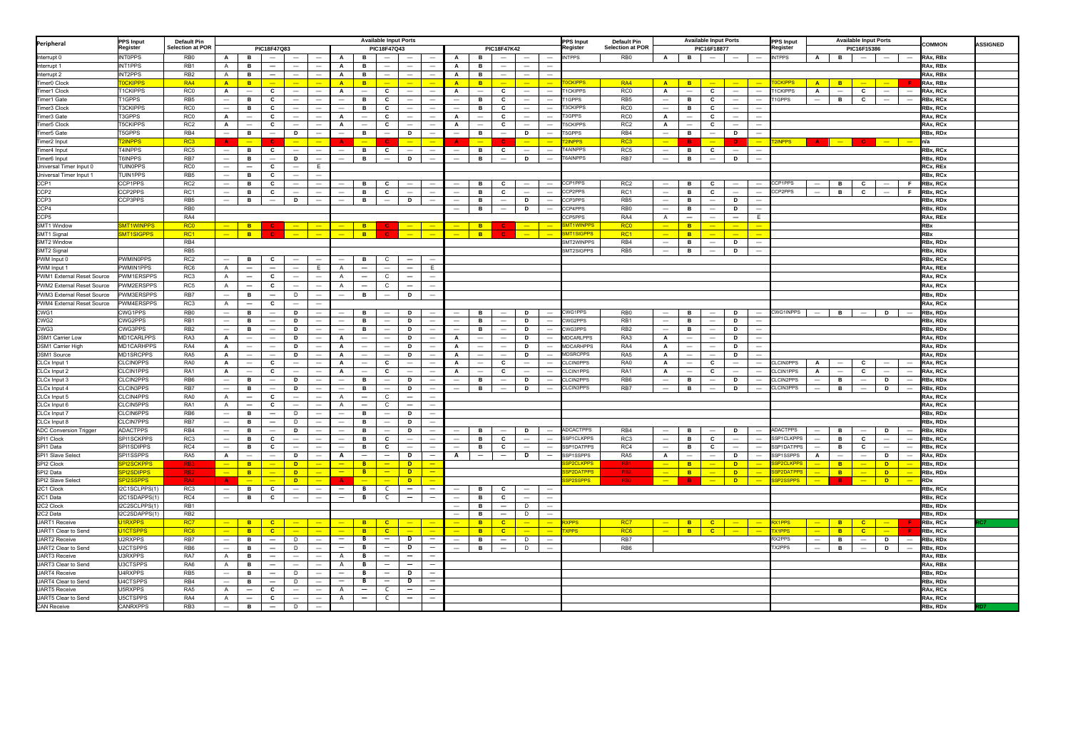| Peripheral | PPS Input Register | Default Pin Selection at POR | Available Input Ports | | | | | | | | | | | | | | | PPS Input Register | Default Pin Selection at POR | Available Input Ports | | | | | PPS Input Register | Available Input Ports | | | | | | COMMON | ASSIGNED |
|---|---|---|---|---|---|---|---|---|---|---|---|---|---|---|---|---|---|---|---|---|---|---|---|---|---|---|---|---|---|---|---|---|---|
| | | | PIC18F47Q83 | | | | | PIC18F47Q43 | | | | | PIC18F47K42 | | | | | | | PIC16F18877 | | | | | | PIC16F15386 | | | | | | | |
| Interrupt 0 | INT0PPS | RB0 | A | B | — | — | — | A | B | — | — | — | A | B | — | — | — | INTPPS | RB0 | A | B | — | — | — | INTPPS | A | B | — | — | — | — | RAx, RBx | |
| Interrupt 1 | INT1PPS | RB1 | A | B | — | — | — | A | B | — | — | — | A | B | — | — | — | | | | | | | | | | | | | | | RAx, RBx | |
| Interrupt 2 | INT2PPS | RB2 | A | B | — | — | — | A | B | — | — | — | A | B | — | — | — | | | | | | | | | | | | | | | RAx, RBx | |
| Timer0 Clock | T0CKIPPS | RA4 | A | B | — | — | — | A | B | — | — | — | A | B | — | — | — | T0CKIPPS | RA4 | A | B | — | — | — | T0CKIPPS | A | B | — | — | — | F | RAx, RBx | |
| Timer1 Clock | T1CKIPPS | RC0 | A | — | C | — | — | A | — | C | — | — | A | — | C | — | — | T1CKIPPS | RC0 | A | — | C | — | — | T1CKIPPS | A | — | C | — | — | — | RAx, RCx | |
| Timer1 Gate | T1GPPS | RB5 | — | B | C | — | — | — | B | C | — | — | — | B | C | — | — | T1GPPS | RB5 | — | B | C | — | — | T1GPPS | — | B | C | — | — | — | RBx, RCx | |
| Timer3 Clock | T3CKIPPS | RC0 | — | B | C | — | — | — | B | C | — | — | — | B | C | — | — | T3CKIPPS | RC0 | — | B | C | — | — | | | | | | | | RBx, RCx | |
| Timer3 Gate | T3GPPS | RC0 | A | — | C | — | — | A | — | C | — | — | A | — | C | — | — | T3GPPS | RC0 | A | — | C | — | — | | | | | | | | RAx, RCx | |
| Timer5 Clock | T5CKIPPS | RC2 | A | — | C | — | — | A | — | C | — | — | A | — | C | — | — | T5CKIPPS | RC2 | A | — | C | — | — | | | | | | | | RAx, RCx | |
| Timer5 Gate | T5GPPS | RB4 | — | B | — | D | — | — | B | — | D | — | — | B | — | D | — | T5GPPS | RB4 | — | B | — | D | — | | | | | | | | RBx, RDx | |
| Timer2 Input | T2INPPS | RC3 | A | — | C | — | — | A | — | C | — | — | A | — | C | — | — | T2INPPS | RC3 | — | B | — | D | — | T2INPPS | A | — | C | — | — | — | n/a | |
| Timer4 Input | T4INPPS | RC5 | — | B | C | — | — | — | B | C | — | — | — | B | C | — | — | T4AINPPS | RC5 | — | B | C | — | — | | | | | | | | RBx, RCx | |
| Timer6 Input | T6INPPS | RB7 | — | B | — | D | — | — | B | — | D | — | — | B | — | D | — | T6AINPPS | RB7 | — | B | — | D | — | | | | | | | | RBx, RDx | |
| Universal Timer Input 0 | TUIN0PPS | RC0 | — | — | C | — | E | | | | | | | | | | | | | | | | | | | | | | | | | RCx, REx | |
| Universal Timer Input 1 | TUIN1PPS | RB5 | — | B | C | — | — | | | | | | | | | | | | | | | | | | | | | | | | | RBx, RCx | |
| CCP1 | CCP1PPS | RC2 | — | B | C | — | — | — | B | C | — | — | — | B | C | — | — | CCP1PPS | RC2 | — | B | C | — | — | CCP1PPS | — | B | C | — | — | F | RBx, RCx | |
| CCP2 | CCP2PPS | RC1 | — | B | C | — | — | — | B | C | — | — | — | B | C | — | — | CCP2PPS | RC1 | — | B | C | — | — | CCP2PPS | — | B | C | — | — | F | RBx, RCx | |
| CCP3 | CCP3PPS | RB5 | — | B | — | D | — | — | B | — | D | — | — | B | — | D | — | CCP3PPS | RB5 | — | B | — | D | — | | | | | | | | RBx, RDx | |
| CCP4 | | RB0 | | | | | | | | | | | — | B | — | D | — | CCP4PPS | RB0 | — | B | — | D | — | | | | | | | | RBx, RDx | |
| CCP5 | | RA4 | | | | | | | | | | | | | | | | CCP5PPS | RA4 | A | — | — | — | E | | | | | | | | RAx, REx | |
| SMT1 Window | SMT1WINPPS | RC0 | — | B | C | — | — | — | B | C | — | — | — | B | C | — | — | SMT1WINPPS | RC0 | — | B | — | — | — | | | | | | | | RBx | |
| SMT1 Signal | SMT1SIGPPS | RC1 | — | B | C | — | — | — | B | C | — | — | — | B | C | — | — | SMT1SIGPPS | RC1 | — | B | — | — | — | | | | | | | | RBx | |
| SMT2 Window | | RB4 | | | | | | | | | | | | | | | | SMT2WINPPS | RB4 | — | B | — | D | — | | | | | | | | RBx, RDx | |
| SMT2 Signal | | RB5 | | | | | | | | | | | | | | | | SMT2SIGPPS | RB5 | — | B | — | D | — | | | | | | | | RBx, RDx | |
| PWM Input 0 | PWMIN0PPS | RC2 | — | B | C | — | — | — | B | C | — | — | | | | | | | | | | | | | | | | | | | | RBx, RCx | |
| PWM Input 1 | PWMIN1PPS | RC6 | A | — | — | — | E | A | — | — | — | E | | | | | | | | | | | | | | | | | | | | RAx, REx | |
| PWM1 External Reset Source | PWM1ERSPPS | RC3 | A | — | C | — | — | A | — | C | — | — | | | | | | | | | | | | | | | | | | | | RAx, RCx | |
| PWM2 External Reset Source | PWM2ERSPPS | RC5 | A | — | C | — | — | A | — | C | — | — | | | | | | | | | | | | | | | | | | | | RAx, RCx | |
| PWM3 External Reset Source | PWM3ERSPPS | RB7 | — | B | — | D | — | — | B | — | D | — | | | | | | | | | | | | | | | | | | | | RBx, RDx | |
| PWM4 External Reset Source | PWM4ERSPPS | RC3 | A | — | C | — | — | | | | | | | | | | | | | | | | | | | | | | | | | RAx, RCx | |
| CWG1 | CWG1PPS | RB0 | — | B | — | D | — | — | B | — | D | — | — | B | — | D | — | CWG1PPS | RB0 | — | B | — | D | — | CWG1INPPS | — | B | — | D | — | — | RBx, RDx | |
| CWG2 | CWG2PPS | RB1 | — | B | — | D | — | — | B | — | D | — | — | B | — | D | — | CWG2PPS | RB1 | — | B | — | D | — | | | | | | | | RBx, RDx | |
| CWG3 | CWG3PPS | RB2 | — | B | — | D | — | — | B | — | D | — | — | B | — | D | — | CWG3PPS | RB2 | — | B | — | D | — | | | | | | | | RBx, RDx | |
| DSM1 Carrier Low | MD1CARLPPS | RA3 | A | — | — | D | — | A | — | — | D | — | A | — | — | D | — | MDCARLPPS | RA3 | A | — | — | D | — | | | | | | | | RAx, RDx | |
| DSM1 Carrier High | MD1CARHPPS | RA4 | A | — | — | D | — | A | — | — | D | — | A | — | — | D | — | MDCARHPPS | RA4 | A | — | — | D | — | | | | | | | | RAx, RDx | |
| DSM1 Source | MD1SRCPPS | RA5 | A | — | — | D | — | A | — | — | D | — | A | — | — | D | — | MDSRCPPS | RA5 | A | — | — | D | — | | | | | | | | RAx, RDx | |
| CLCx Input 1 | CLCIN0PPS | RA0 | A | — | C | — | — | A | — | C | — | — | A | — | C | — | — | CLCIN0PPS | RA0 | A | — | C | — | — | CLCIN0PPS | A | — | C | — | — | — | RAx, RCx | |
| CLCx Input 2 | CLCIN1PPS | RA1 | A | — | C | — | — | A | — | C | — | — | A | — | C | — | — | CLCIN1PPS | RA1 | A | — | C | — | — | CLCIN1PPS | A | — | C | — | — | — | RAx, RCx | |
| CLCx Input 3 | CLCIN2PPS | RB6 | — | B | — | D | — | — | B | — | D | — | — | B | — | D | — | CLCIN2PPS | RB6 | — | B | — | D | — | CLCIN2PPS | — | B | — | D | — | — | RBx, RDx | |
| CLCx Input 4 | CLCIN3PPS | RB7 | — | B | — | D | — | — | B | — | D | — | — | B | — | D | — | CLCIN3PPS | RB7 | — | B | — | D | — | CLCIN3PPS | — | B | — | D | — | — | RBx, RDx | |
| CLCx Input 5 | CLCIN4PPS | RA0 | A | — | C | — | — | A | — | C | — | — | | | | | | | | | | | | | | | | | | | | RAx, RCx | |
| CLCx Input 6 | CLCIN5PPS | RA1 | A | — | C | — | — | A | — | C | — | — | | | | | | | | | | | | | | | | | | | | RAx, RCx | |
| CLCx Input 7 | CLCIN6PPS | RB6 | — | B | — | D | — | — | B | — | D | — | | | | | | | | | | | | | | | | | | | | RBx, RDx | |
| CLCx Input 8 | CLCIN7PPS | RB7 | — | B | — | D | — | — | B | — | D | — | | | | | | | | | | | | | | | | | | | | RBx, RDx | |
| ADC Conversion Trigger | ADACTPPS | RB4 | — | B | — | D | — | — | B | — | D | — | — | B | — | D | — | ADCACTPPS | RB4 | — | B | — | D | — | ADACTPPS | — | B | — | D | — | — | RBx, RDx | |
| SPI1 Clock | SPI1SCKPPS | RC3 | — | B | C | — | — | — | B | C | — | — | — | B | C | — | — | SSP1CLKPPS | RC3 | — | B | C | — | — | SSP1CLKPPS | — | B | C | — | — | — | RBx, RCx | |
| SPI1 Data | SPI1SDIPPS | RC4 | — | B | C | — | — | — | B | C | — | — | — | B | C | — | — | SSP1DATPPS | RC4 | — | B | C | — | — | SSP1DATPPS | — | B | C | — | — | — | RBx, RCx | |
| SPI1 Slave Select | SPI1SSPPS | RA5 | A | — | — | D | — | A | — | — | D | — | A | — | — | D | — | SSP1SSPPS | RA5 | A | — | — | D | — | SSP1SSPPS | A | — | — | D | — | — | RAx, RDx | |
| SPI2 Clock | SPI2SCKPPS | RB1 | — | B | — | D | — | — | B | — | D | — | | | | | | SSP2CLKPPS | RB1 | — | B | — | D | — | SSP2CLKPPS | — | B | — | D | — | — | RBx, RDx | |
| SPI2 Data | SPI2SDIPPS | RB2 | — | B | — | D | — | — | B | — | D | — | | | | | | SSP2DATPPS | RB2 | — | B | — | D | — | SSP2DATPPS | — | B | — | D | — | — | RBx, RDx | |
| SPI2 Slave Select | SPI2SSPPS | RA4 | A | — | — | D | — | A | — | — | D | — | | | | | | SSP2SSPPS | RB0 | — | B | — | D | — | SSP2SSPPS | — | B | — | D | — | — | RDx | |
| I2C1 Clock | I2C1SCLPPS(1) | RC3 | — | B | C | — | — | — | B | C | — | — | — | B | C | — | — | | | | | | | | | | | | | | | RBx, RCx | |
| I2C1 Data | I2C1SDAPPS(1) | RC4 | — | B | C | — | — | — | B | C | — | — | — | B | C | — | — | | | | | | | | | | | | | | | RBx, RCx | |
| I2C2 Clock | I2C2SCLPPS(1) | RB1 | | | | | | | | | | | — | B | — | D | — | | | | | | | | | | | | | | | RBx, RDx | |
| I2C2 Data | I2C2SDAPPS(1) | RB2 | | | | | | | | | | | — | B | — | D | — | | | | | | | | | | | | | | | RBx, RDx | |
| UART1 Receive | U1RXPPS | RC7 | — | B | C | — | — | — | B | C | — | — | — | B | C | — | — | RXPPS | RC7 | — | B | C | — | — | RX1PPS | — | B | C | — | — | F | RBx, RCx | RC7 |
| UART1 Clear to Send | U1CTSPPS | RC6 | — | B | C | — | — | — | B | C | — | — | — | B | C | — | — | TXPPS | RC6 | — | B | C | — | — | TX1PPS | — | B | C | — | — | F | RBx, RCx | |
| UART2 Receive | U2RXPPS | RB7 | — | B | — | D | — | — | B | — | D | — | — | B | — | D | — | | RB7 | | | | | | RX2PPS | — | B | — | D | — | — | RBx, RDx | |
| UART2 Clear to Send | U2CTSPPS | RB6 | — | B | — | D | — | — | B | — | D | — | — | B | — | D | — | | RB6 | | | | | | TX2PPS | — | B | — | D | — | — | RBx, RDx | |
| UART3 Receive | U3RXPPS | RA7 | A | B | — | — | — | A | B | — | — | — | | | | | | | | | | | | | | | | | | | | RAx, RBx | |
| UART3 Clear to Send | U3CTSPPS | RA6 | A | B | — | — | — | A | B | — | — | — | | | | | | | | | | | | | | | | | | | | RAx, RBx | |
| UART4 Receive | U4RXPPS | RB5 | — | B | — | D | — | — | B | — | D | — | | | | | | | | | | | | | | | | | | | | RBx, RDx | |
| UART4 Clear to Send | U4CTSPPS | RB4 | — | B | — | D | — | — | B | — | D | — | | | | | | | | | | | | | | | | | | | | RBx, RDx | |
| UART5 Receive | U5RXPPS | RA5 | A | — | C | — | — | A | — | C | — | — | | | | | | | | | | | | | | | | | | | | RAx, RCx | |
| UART5 Clear to Send | U5CTSPPS | RA4 | A | — | C | — | — | A | — | C | — | — | | | | | | | | | | | | | | | | | | | | RAx, RCx | |
| CAN Receive | CANRXPPS | RB3 | — | B | — | D | — | | | | | | | | | | | | | | | | | | | | | | | | | RBx, RDx | RD7 |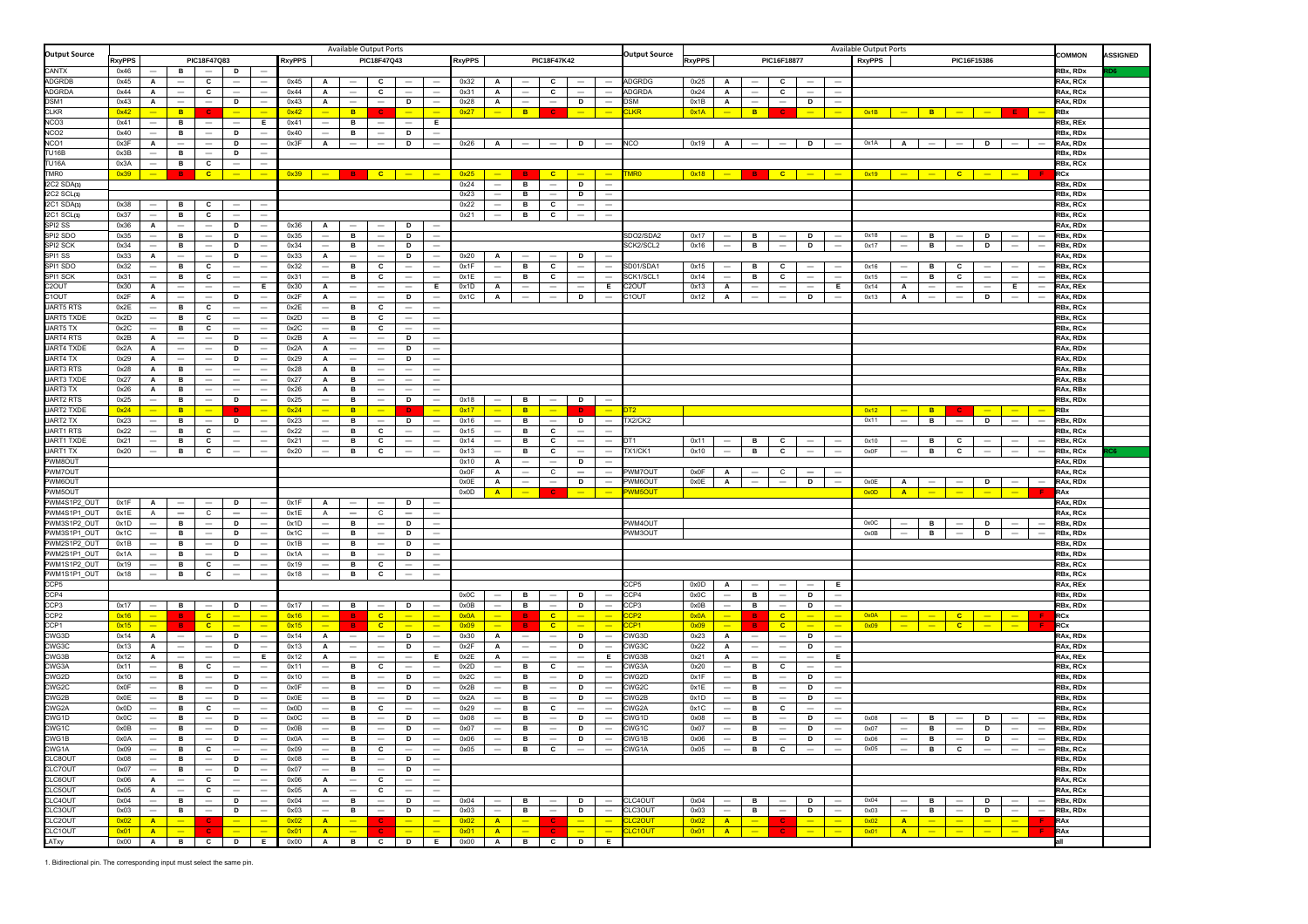| Output Source | Available Output Ports | | | | | | | | | | | | | | | | | | Output Source | Available Output Ports | | | | | | | | | | | | | COMMON | ASSIGNED |
|---|---|---|---|---|---|---|---|---|---|---|---|---|---|---|---|---|---|---|---|---|---|---|---|---|---|---|---|---|---|---|---|---|---|---|
| | RxyPPS | PIC18F47Q83 | | | | | RxyPPS | PIC18F47Q43 | | | | | RxyPPS | PIC18F47K42 | | | | | | RxyPPS | PIC16F18877 | | | | | RxyPPS | PIC16F15386 | | | | | | | |
| CANTX | 0x46 | — | B | — | D | — | | | | | | | | | | | | | | | | | | | | | | | | | | | RBx, RDx | RD6 |
| ADGRDB | 0x45 | A | — | C | — | — | 0x45 | A | — | C | — | — | 0x32 | A | — | C | — | — | ADGRDG | 0x25 | A | — | C | — | — | | | | | | | | RAx, RCx | |
| ADGRDA | 0x44 | A | — | C | — | — | 0x44 | A | — | C | — | — | 0x31 | A | — | C | — | — | ADGRDA | 0x24 | A | — | C | — | — | | | | | | | | RAx, RCx | |
| DSM1 | 0x43 | A | — | — | D | — | 0x43 | A | — | — | D | — | 0x28 | A | — | — | D | — | DSM | 0x1B | A | — | — | D | — | | | | | | | | RAx, RDx | |
| CLKR | 0x42 | — | B | C | — | — | 0x42 | — | B | C | — | — | 0x27 | — | B | C | — | — | CLKR | 0x1A | — | B | C | — | — | 0x1B | — | B | — | — | E | — | RBx | |
| NCO3 | 0x41 | — | B | — | — | E | 0x41 | — | B | — | — | E | | | | | | | | | | | | | | | | | | | | | RBx, REx | |
| NCO2 | 0x40 | — | B | — | D | — | 0x40 | — | B | — | D | — | | | | | | | | | | | | | | | | | | | | | RBx, RDx | |
| NCO1 | 0x3F | A | — | — | D | — | 0x3F | A | — | — | D | — | 0x26 | A | — | — | D | — | NCO | 0x19 | A | — | — | D | — | 0x1A | A | — | — | D | — | — | RAx, RDx | |
| TU16B | 0x3B | — | B | — | D | — | | | | | | | | | | | | | | | | | | | | | | | | | | | RBx, RDx | |
| TU16A | 0x3A | — | B | C | — | — | | | | | | | | | | | | | | | | | | | | | | | | | | | RBx, RCx | |
| TMR0 | 0x39 | — | B | C | — | — | 0x39 | — | B | C | — | — | 0x25 | — | B | C | — | — | TMR0 | 0x18 | — | B | C | — | — | 0x19 | — | — | C | — | — | F | RCx | |
| I2C2 SDA(1) | | | | | | | | | | | | | 0x24 | — | B | — | D | — | | | | | | | | | | | | | | | RBx, RDx | |
| I2C2 SCL(1) | | | | | | | | | | | | | 0x23 | — | B | — | D | — | | | | | | | | | | | | | | | RBx, RDx | |
| I2C1 SDA(1) | 0x38 | — | B | C | — | — | | | | | | | 0x22 | — | B | C | — | — | | | | | | | | | | | | | | | RBx, RCx | |
| I2C1 SCL(1) | 0x37 | — | B | C | — | — | | | | | | | 0x21 | — | B | C | — | — | | | | | | | | | | | | | | | RBx, RCx | |
| SPI2 SS | 0x36 | A | — | — | D | — | 0x36 | A | — | — | D | — | | | | | | | | | | | | | | | | | | | | | RAx, RDx | |
| SPI2 SDO | 0x35 | — | B | — | D | — | 0x35 | — | B | — | D | — | | | | | | | SDO2/SDA2 | 0x17 | — | B | — | D | — | 0x18 | — | B | — | D | — | — | RBx, RDx | |
| SPI2 SCK | 0x34 | — | B | — | D | — | 0x34 | — | B | — | D | — | | | | | | | SCK2/SCL2 | 0x16 | — | B | — | D | — | 0x17 | — | B | — | D | — | — | RBx, RDx | |
| SPI1 SS | 0x33 | A | — | — | D | — | 0x33 | A | — | — | D | — | 0x20 | A | — | — | D | — | | | | | | | | | | | | | | | RAx, RDx | |
| SPI1 SDO | 0x32 | — | B | C | — | — | 0x32 | — | B | C | — | — | 0x1F | — | B | C | — | — | SDO1/SDA1 | 0x15 | — | B | C | — | — | 0x16 | — | B | C | — | — | — | RBx, RCx | |
| SPI1 SCK | 0x31 | — | B | C | — | — | 0x31 | — | B | C | — | — | 0x1E | — | B | C | — | — | SCK1/SCL1 | 0x14 | — | B | C | — | — | 0x15 | — | B | C | — | — | — | RBx, RCx | |
| C2OUT | 0x30 | A | — | — | — | E | 0x30 | A | — | — | — | E | 0x1D | A | — | — | — | E | C2OUT | 0x13 | A | — | — | — | E | 0x14 | A | — | — | — | E | — | RAx, REx | |
| C1OUT | 0x2F | A | — | — | D | — | 0x2F | A | — | — | D | — | 0x1C | A | — | — | D | — | C1OUT | 0x12 | A | — | — | D | — | 0x13 | A | — | — | D | — | — | RAx, RDx | |
| UART5 RTS | 0x2E | — | B | C | — | — | 0x2E | — | B | C | — | — | | | | | | | | | | | | | | | | | | | | | RBx, RCx | |
| UART5 TXDE | 0x2D | — | B | C | — | — | 0x2D | — | B | C | — | — | | | | | | | | | | | | | | | | | | | | | RBx, RCx | |
| UART5 TX | 0x2C | — | B | C | — | — | 0x2C | — | B | C | — | — | | | | | | | | | | | | | | | | | | | | | RBx, RCx | |
| UART4 RTS | 0x2B | A | — | — | D | — | 0x2B | A | — | — | D | — | | | | | | | | | | | | | | | | | | | | | RAx, RDx | |
| UART4 TXDE | 0x2A | A | — | — | D | — | 0x2A | A | — | — | D | — | | | | | | | | | | | | | | | | | | | | | RAx, RDx | |
| UART4 TX | 0x29 | A | — | — | D | — | 0x29 | A | — | — | D | — | | | | | | | | | | | | | | | | | | | | | RAx, RDx | |
| UART3 RTS | 0x28 | A | B | — | — | — | 0x28 | A | B | — | — | — | | | | | | | | | | | | | | | | | | | | | RAx, RBx | |
| UART3 TXDE | 0x27 | A | B | — | — | — | 0x27 | A | B | — | — | — | | | | | | | | | | | | | | | | | | | | | RAx, RBx | |
| UART3 TX | 0x26 | A | B | — | — | — | 0x26 | A | B | — | — | — | | | | | | | | | | | | | | | | | | | | | RAx, RBx | |
| UART2 RTS | 0x25 | — | B | — | D | — | 0x25 | — | B | — | D | — | 0x18 | — | B | — | D | — | | | | | | | | | | | | | | | RBx, RDx | |
| UART2 TXDE | 0x24 | — | B | — | D | — | 0x24 | — | B | — | D | — | 0x17 | — | B | — | D | — | DT2 | | | | | | | 0x12 | — | B | C | — | — | — | RBx | |
| UART2 TX | 0x23 | — | B | — | D | — | 0x23 | — | B | — | D | — | 0x16 | — | B | — | D | — | TX2/CK2 | | | | | | | 0x11 | — | B | — | D | — | — | RBx, RDx | |
| UART1 RTS | 0x22 | — | B | C | — | — | 0x22 | — | B | C | — | — | 0x15 | — | B | C | — | — | | | | | | | | | | | | | | | RBx, RCx | |
| UART1 TXDE | 0x21 | — | B | C | — | — | 0x21 | — | B | C | — | — | 0x14 | — | B | C | — | — | DT1 | 0x11 | — | B | C | — | — | 0x10 | — | B | C | — | — | — | RBx, RCx | |
| UART1 TX | 0x20 | — | B | C | — | — | 0x20 | — | B | C | — | — | 0x13 | — | B | C | — | — | TX1/CK1 | 0x10 | — | B | C | — | — | 0x0F | — | B | C | — | — | — | RBx, RCx | RC6 |
| PWM8OUT | | | | | | | | | | | | | 0x10 | A | — | — | D | — | | | | | | | | | | | | | | | RAx, RDx | |
| PWM7OUT | | | | | | | | | | | | | 0x0F | A | — | C | — | — | PWM7OUT | 0x0F | A | — | C | — | — | | | | | | | | RAx, RCx | |
| PWM6OUT | | | | | | | | | | | | | 0x0E | A | — | — | D | — | PWM6OUT | 0x0E | A | — | — | D | — | 0x0E | A | — | — | D | — | — | RAx, RDx | |
| PWM5OUT | | | | | | | | | | | | | 0x0D | A | — | C | — | — | PWM5OUT | | | | | | | 0x0D | A | — | — | — | — | F | RAx | |
| PWM4S1P2_OUT | 0x1F | A | — | — | D | — | 0x1F | A | — | — | D | — | | | | | | | | | | | | | | | | | | | | | RAx, RDx | |
| PWM4S1P1_OUT | 0x1E | A | — | C | — | — | 0x1E | A | — | C | — | — | | | | | | | | | | | | | | | | | | | | | RAx, RCx | |
| PWM3S1P2_OUT | 0x1D | — | B | — | D | — | 0x1D | — | B | — | D | — | | | | | | | PWM4OUT | | | | | | | 0x0C | — | B | — | D | — | — | RBx, RDx | |
| PWM3S1P1_OUT | 0x1C | — | B | — | D | — | 0x1C | — | B | — | D | — | | | | | | | PWM3OUT | | | | | | | 0x0B | — | B | — | D | — | — | RBx, RDx | |
| PWM2S1P2_OUT | 0x1B | — | B | — | D | — | 0x1B | — | B | — | D | — | | | | | | | | | | | | | | | | | | | | | RBx, RDx | |
| PWM2S1P1_OUT | 0x1A | — | B | — | D | — | 0x1A | — | B | — | D | — | | | | | | | | | | | | | | | | | | | | | RBx, RDx | |
| PWM1S1P2_OUT | 0x19 | — | B | C | — | — | 0x19 | — | B | C | — | — | | | | | | | | | | | | | | | | | | | | | RBx, RCx | |
| PWM1S1P1_OUT | 0x18 | — | B | C | — | — | 0x18 | — | B | C | — | — | | | | | | | | | | | | | | | | | | | | | RBx, RCx | |
| CCP5 | | | | | | | | | | | | | | | | | | | CCP5 | 0x0D | A | — | — | — | E | | | | | | | | RAx, REx | |
| CCP4 | | | | | | | | | | | | | 0x0C | — | B | — | D | — | CCP4 | 0x0C | — | B | — | D | — | | | | | | | | RBx, RDx | |
| CCP3 | 0x17 | — | B | — | D | — | 0x17 | — | B | — | D | — | 0x0B | — | B | — | D | — | CCP3 | 0x0B | — | B | — | D | — | | | | | | | | RBx, RDx | |
| CCP2 | 0x16 | — | B | C | — | — | 0x16 | — | B | C | — | — | 0x0A | — | B | C | — | — | CCP2 | 0x0A | — | B | C | — | — | 0x0A | — | — | C | — | — | F | RCx | |
| CCP1 | 0x15 | — | B | C | — | — | 0x15 | — | B | C | — | — | 0x09 | — | B | C | — | — | CCP1 | 0x09 | — | B | C | — | — | 0x09 | — | — | C | — | — | F | RCx | |
| CWG3D | 0x14 | A | — | — | D | — | 0x14 | A | — | — | D | — | 0x30 | A | — | — | D | — | CWG3D | 0x23 | A | — | — | D | — | | | | | | | | RAx, RDx | |
| CWG3C | 0x13 | A | — | — | D | — | 0x13 | A | — | — | D | — | 0x2F | A | — | — | D | — | CWG3C | 0x22 | A | — | — | D | — | | | | | | | | RAx, RDx | |
| CWG3B | 0x12 | A | — | — | — | E | 0x12 | A | — | — | — | E | 0x2E | A | — | — | — | E | CWG3B | 0x21 | A | — | — | — | E | | | | | | | | RAx, REx | |
| CWG3A | 0x11 | — | B | C | — | — | 0x11 | — | B | C | — | — | 0x2D | — | B | C | — | — | CWG3A | 0x20 | — | B | C | — | — | | | | | | | | RBx, RCx | |
| CWG2D | 0x10 | — | B | — | D | — | 0x10 | — | B | — | D | — | 0x2C | — | B | — | D | — | CWG2D | 0x1F | — | B | — | D | — | | | | | | | | RBx, RDx | |
| CWG2C | 0x0F | — | B | — | D | — | 0x0F | — | B | — | D | — | 0x2B | — | B | — | D | — | CWG2C | 0x1E | — | B | — | D | — | | | | | | | | RBx, RDx | |
| CWG2B | 0x0E | — | B | — | D | — | 0x0E | — | B | — | D | — | 0x2A | — | B | — | D | — | CWG2B | 0x1D | — | B | — | D | — | | | | | | | | RBx, RDx | |
| CWG2A | 0x0D | — | B | C | — | — | 0x0D | — | B | C | — | — | 0x29 | — | B | C | — | — | CWG2A | 0x1C | — | B | C | — | — | | | | | | | | RBx, RCx | |
| CWG1D | 0x0C | — | B | — | D | — | 0x0C | — | B | — | D | — | 0x08 | — | B | — | D | — | CWG1D | 0x08 | — | B | — | D | — | 0x08 | — | B | — | D | — | — | RBx, RDx | |
| CWG1C | 0x0B | — | B | — | D | — | 0x0B | — | B | — | D | — | 0x07 | — | B | — | D | — | CWG1C | 0x07 | — | B | — | D | — | 0x07 | — | B | — | D | — | — | RBx, RDx | |
| CWG1B | 0x0A | — | B | — | D | — | 0x0A | — | B | — | D | — | 0x06 | — | B | — | D | — | CWG1B | 0x06 | — | B | — | D | — | 0x06 | — | B | — | D | — | — | RBx, RDx | |
| CWG1A | 0x09 | — | B | C | — | — | 0x09 | — | B | C | — | — | 0x05 | — | B | C | — | — | CWG1A | 0x05 | — | B | C | — | — | 0x05 | — | B | C | — | — | — | RBx, RCx | |
| CLC8OUT | 0x08 | — | B | — | D | — | 0x08 | — | B | — | D | — | | | | | | | | | | | | | | | | | | | | | RBx, RDx | |
| CLC7OUT | 0x07 | — | B | — | D | — | 0x07 | — | B | — | D | — | | | | | | | | | | | | | | | | | | | | | RBx, RDx | |
| CLC6OUT | 0x06 | A | — | C | — | — | 0x06 | A | — | C | — | — | | | | | | | | | | | | | | | | | | | | | RAx, RCx | |
| CLC5OUT | 0x05 | A | — | C | — | — | 0x05 | A | — | C | — | — | | | | | | | | | | | | | | | | | | | | | RAx, RCx | |
| CLC4OUT | 0x04 | — | B | — | D | — | 0x04 | — | B | — | D | — | 0x04 | — | B | — | D | — | CLC4OUT | 0x04 | — | B | — | D | — | 0x04 | — | B | — | D | — | — | RBx, RDx | |
| CLC3OUT | 0x03 | — | B | — | D | — | 0x03 | — | B | — | D | — | 0x03 | — | B | — | D | — | CLC3OUT | 0x03 | — | B | — | D | — | 0x03 | — | B | — | D | — | — | RBx, RDx | |
| CLC2OUT | 0x02 | A | — | C | — | — | 0x02 | A | — | C | — | — | 0x02 | A | — | C | — | — | CLC2OUT | 0x02 | A | — | C | — | — | 0x02 | A | — | — | — | — | F | RAx | |
| CLC1OUT | 0x01 | A | — | C | — | — | 0x01 | A | — | C | — | — | 0x01 | A | — | C | — | — | CLC1OUT | 0x01 | A | — | C | — | — | 0x01 | A | — | — | — | — | F | RAx | |
| LATxy | 0x00 | A | B | C | D | E | 0x00 | A | B | C | D | E | 0x00 | A | B | C | D | E | | | | | | | | | | | | | | | all | |

1. Bidirectional pin. The corresponding input must select the same pin.